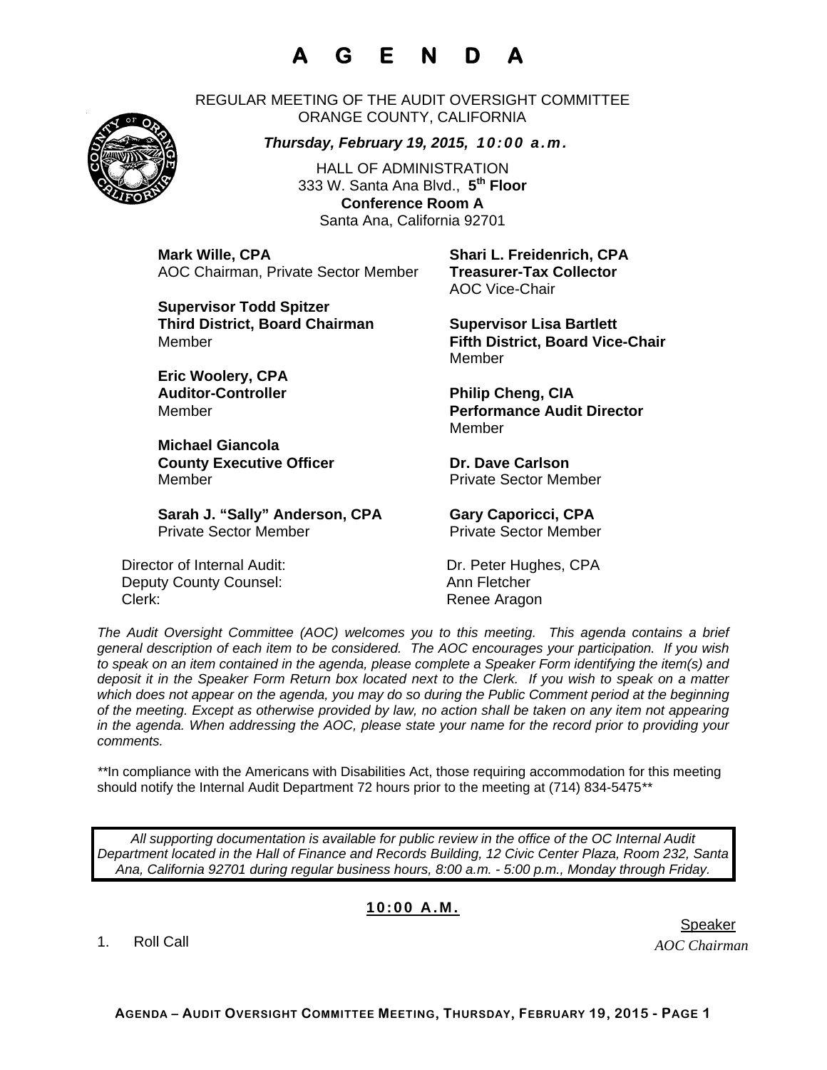# A G E N D A

REGULAR MEETING OF THE AUDIT OVERSIGHT COMMITTEE
ORANGE COUNTY, CALIFORNIA

***Thursday, February 19, 2015, 10:00 a.m.***

HALL OF ADMINISTRATION
333 W. Santa Ana Blvd., **5th Floor**
**Conference Room A**
Santa Ana, California 92701

**Mark Wille, CPA**
AOC Chairman, Private Sector Member

**Shari L. Freidenrich, CPA**
**Treasurer-Tax Collector**
AOC Vice-Chair

**Supervisor Todd Spitzer**
**Third District, Board Chairman**
Member

**Supervisor Lisa Bartlett**
**Fifth District, Board Vice-Chair**
Member

**Eric Woolery, CPA**
**Auditor-Controller**
Member

**Philip Cheng, CIA**
**Performance Audit Director**
Member

**Michael Giancola**
**County Executive Officer**
Member

**Dr. Dave Carlson**
Private Sector Member

**Sarah J. "Sally" Anderson, CPA**
Private Sector Member

**Gary Caporicci, CPA**
Private Sector Member

Director of Internal Audit: Dr. Peter Hughes, CPA
Deputy County Counsel: Ann Fletcher
Clerk: Renee Aragon

*The Audit Oversight Committee (AOC) welcomes you to this meeting. This agenda contains a brief general description of each item to be considered. The AOC encourages your participation. If you wish to speak on an item contained in the agenda, please complete a Speaker Form identifying the item(s) and deposit it in the Speaker Form Return box located next to the Clerk. If you wish to speak on a matter which does not appear on the agenda, you may do so during the Public Comment period at the beginning of the meeting. Except as otherwise provided by law, no action shall be taken on any item not appearing in the agenda. When addressing the AOC, please state your name for the record prior to providing your comments.*

**In compliance with the Americans with Disabilities Act, those requiring accommodation for this meeting should notify the Internal Audit Department 72 hours prior to the meeting at (714) 834-5475**

*All supporting documentation is available for public review in the office of the OC Internal Audit Department located in the Hall of Finance and Records Building, 12 Civic Center Plaza, Room 232, Santa Ana, California 92701 during regular business hours, 8:00 a.m. - 5:00 p.m., Monday through Friday.*

**10:00 A.M.**

| | Speaker |
|---|---|
| 1. Roll Call | *AOC Chairman* |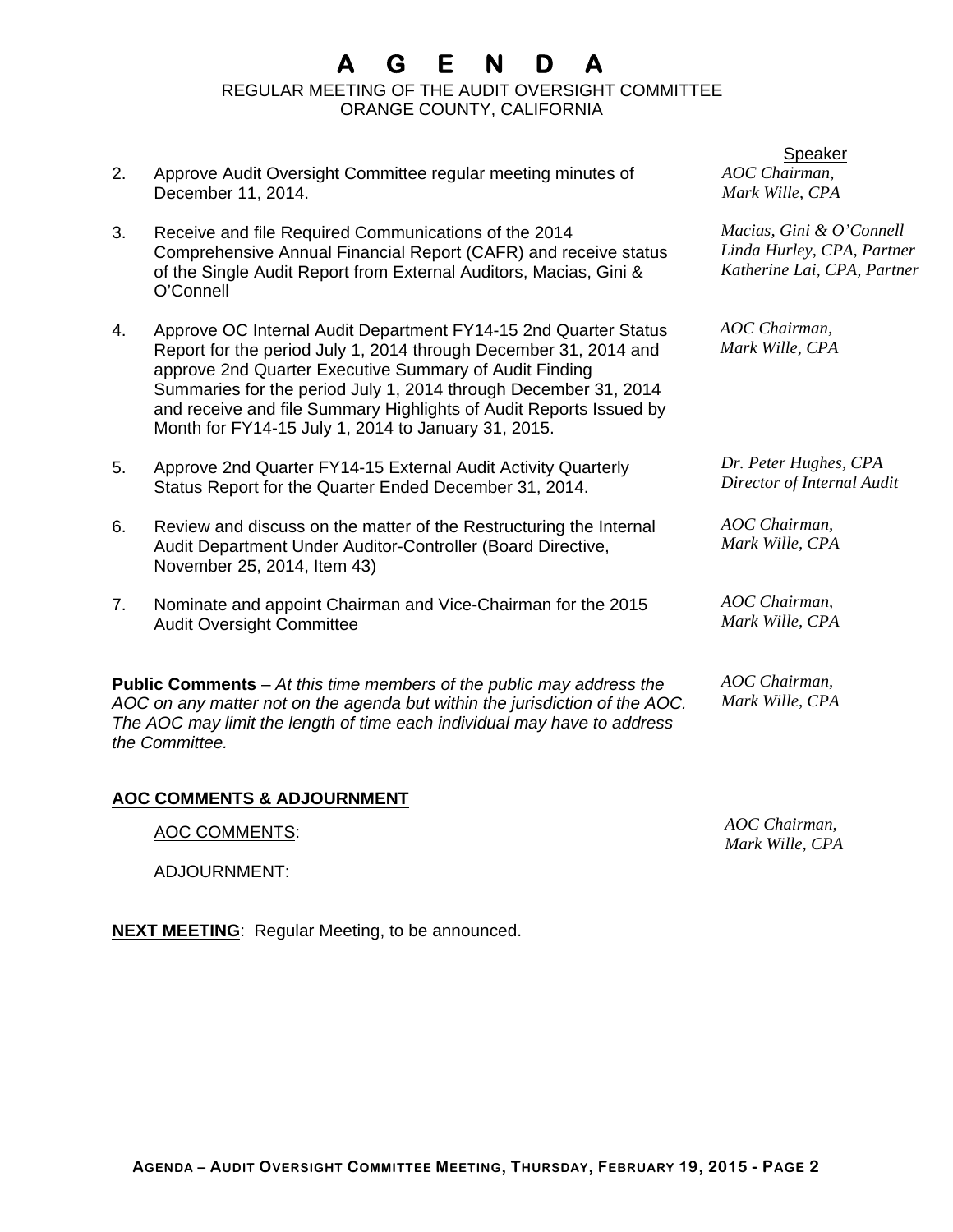# A G E N D A

REGULAR MEETING OF THE AUDIT OVERSIGHT COMMITTEE
ORANGE COUNTY, CALIFORNIA

| | | Speaker |
|---|---|---|
| 2. | Approve Audit Oversight Committee regular meeting minutes of December 11, 2014. | *AOC Chairman, Mark Wille, CPA* |
| 3. | Receive and file Required Communications of the 2014 Comprehensive Annual Financial Report (CAFR) and receive status of the Single Audit Report from External Auditors, Macias, Gini & O'Connell | *Macias, Gini & O'Connell Linda Hurley, CPA, Partner Katherine Lai, CPA, Partner* |
| 4. | Approve OC Internal Audit Department FY14-15 2nd Quarter Status Report for the period July 1, 2014 through December 31, 2014 and approve 2nd Quarter Executive Summary of Audit Finding Summaries for the period July 1, 2014 through December 31, 2014 and receive and file Summary Highlights of Audit Reports Issued by Month for FY14-15 July 1, 2014 to January 31, 2015. | *AOC Chairman, Mark Wille, CPA* |
| 5. | Approve 2nd Quarter FY14-15 External Audit Activity Quarterly Status Report for the Quarter Ended December 31, 2014. | *Dr. Peter Hughes, CPA Director of Internal Audit* |
| 6. | Review and discuss on the matter of the Restructuring the Internal Audit Department Under Auditor-Controller (Board Directive, November 25, 2014, Item 43) | *AOC Chairman, Mark Wille, CPA* |
| 7. | Nominate and appoint Chairman and Vice-Chairman for the 2015 Audit Oversight Committee | *AOC Chairman, Mark Wille, CPA* |

**Public Comments** – *At this time members of the public may address the AOC on any matter not on the agenda but within the jurisdiction of the AOC. The AOC may limit the length of time each individual may have to address the Committee.* — *AOC Chairman, Mark Wille, CPA*

## AOC COMMENTS & ADJOURNMENT

AOC COMMENTS: — *AOC Chairman, Mark Wille, CPA*

ADJOURNMENT:

**NEXT MEETING**: Regular Meeting, to be announced.